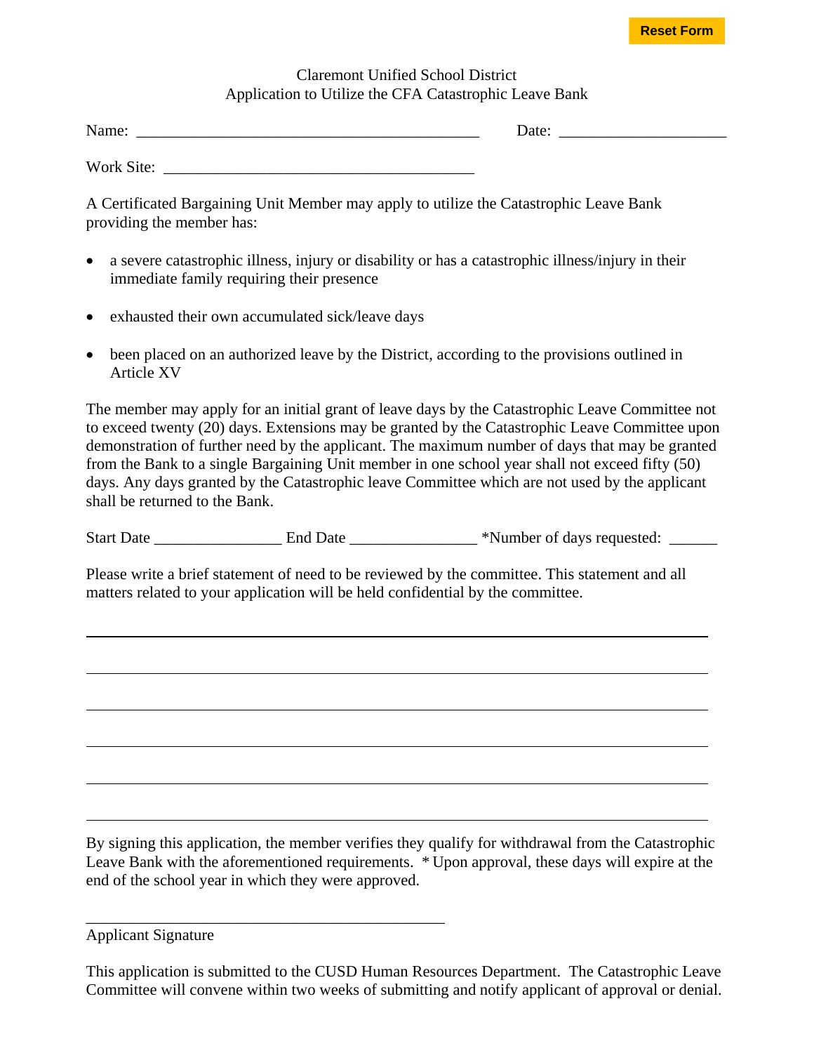Reset Form

Claremont Unified School District
Application to Utilize the CFA Catastrophic Leave Bank

Name: _____________________________________________ Date: _____________________

Work Site: ________________________________________

A Certificated Bargaining Unit Member may apply to utilize the Catastrophic Leave Bank providing the member has:

- a severe catastrophic illness, injury or disability or has a catastrophic illness/injury in their immediate family requiring their presence
- exhausted their own accumulated sick/leave days
- been placed on an authorized leave by the District, according to the provisions outlined in Article XV

The member may apply for an initial grant of leave days by the Catastrophic Leave Committee not to exceed twenty (20) days. Extensions may be granted by the Catastrophic Leave Committee upon demonstration of further need by the applicant. The maximum number of days that may be granted from the Bank to a single Bargaining Unit member in one school year shall not exceed fifty (50) days. Any days granted by the Catastrophic leave Committee which are not used by the applicant shall be returned to the Bank.

Start Date ________________ End Date ________________ *Number of days requested: ______

Please write a brief statement of need to be reviewed by the committee. This statement and all matters related to your application will be held confidential by the committee.

_____________________________________________________________________________

_____________________________________________________________________________

_____________________________________________________________________________

_____________________________________________________________________________

_____________________________________________________________________________

_____________________________________________________________________________

By signing this application, the member verifies they qualify for withdrawal from the Catastrophic Leave Bank with the aforementioned requirements. * Upon approval, these days will expire at the end of the school year in which they were approved.

_______________________________________________

Applicant Signature

This application is submitted to the CUSD Human Resources Department. The Catastrophic Leave Committee will convene within two weeks of submitting and notify applicant of approval or denial.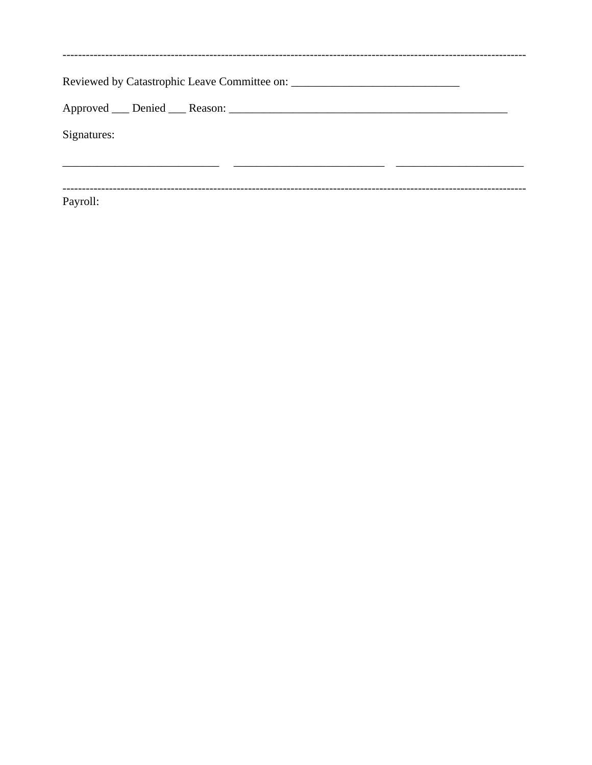------------------------------------------------------------------------------------------------------------------------

Reviewed by Catastrophic Leave Committee on: ______________________________

Approved ___ Denied ___ Reason: __________________________________________________

Signatures:

____________________________ ___________________________ _______________________

------------------------------------------------------------------------------------------------------------------------

Payroll: